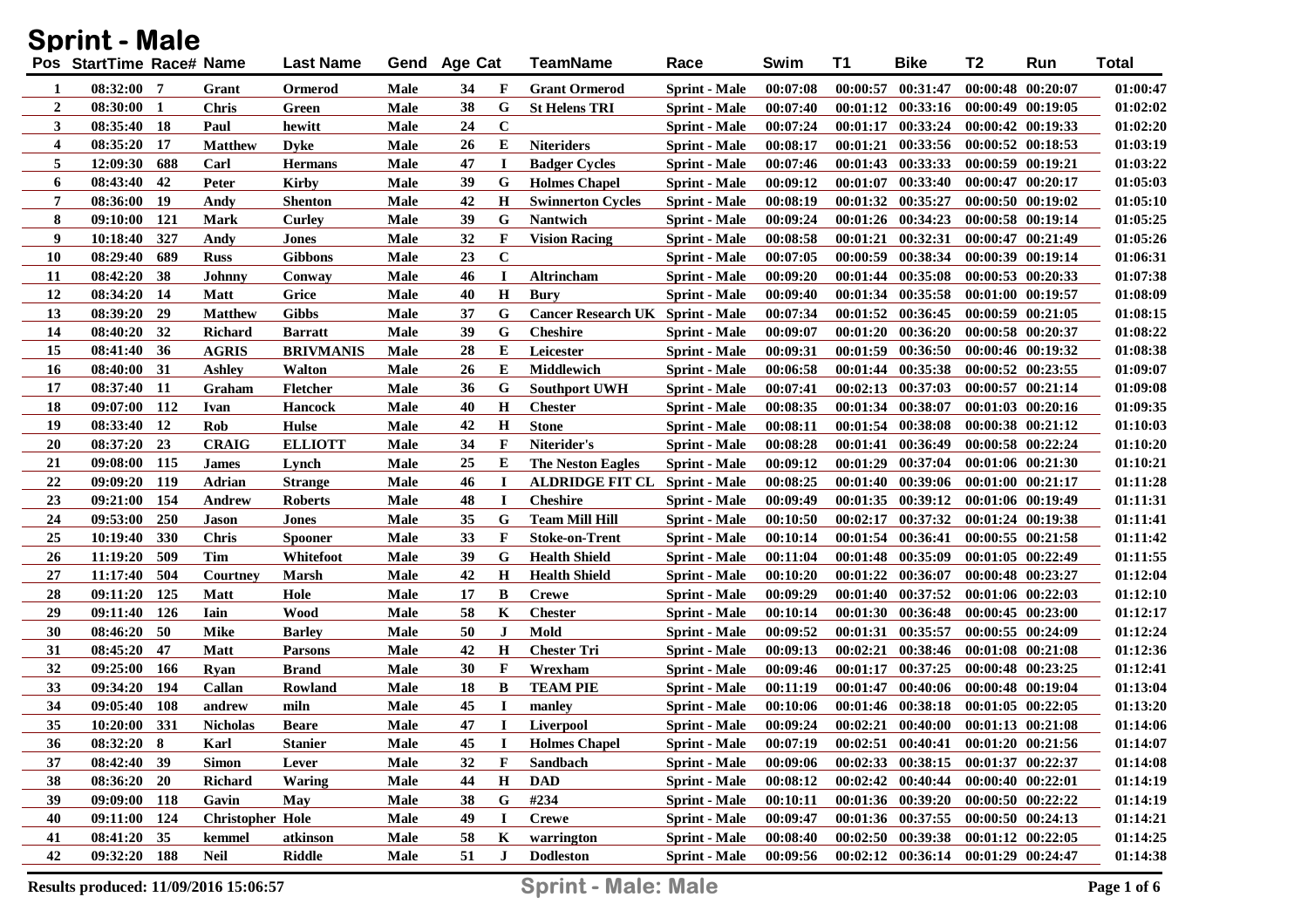# Sprint - Male

| Pos | StartTime | Race# | Name | Last Name | Gend | Age | Cat | TeamName | Race | Swim | T1 | Bike | T2 | Run | Total |
|---|---|---|---|---|---|---|---|---|---|---|---|---|---|---|---|
| 1 | 08:32:00 | 7 | Grant | Ormerod | Male | 34 | F | Grant Ormerod | Sprint - Male | 00:07:08 | 00:00:57 | 00:31:47 | 00:00:48 | 00:20:07 | 01:00:47 |
| 2 | 08:30:00 | 1 | Chris | Green | Male | 38 | G | St Helens TRI | Sprint - Male | 00:07:40 | 00:01:12 | 00:33:16 | 00:00:49 | 00:19:05 | 01:02:02 |
| 3 | 08:35:40 | 18 | Paul | hewitt | Male | 24 | C | | Sprint - Male | 00:07:24 | 00:01:17 | 00:33:24 | 00:00:42 | 00:19:33 | 01:02:20 |
| 4 | 08:35:20 | 17 | Matthew | Dyke | Male | 26 | E | Niteriders | Sprint - Male | 00:08:17 | 00:01:21 | 00:33:56 | 00:00:52 | 00:18:53 | 01:03:19 |
| 5 | 12:09:30 | 688 | Carl | Hermans | Male | 47 | I | Badger Cycles | Sprint - Male | 00:07:46 | 00:01:43 | 00:33:33 | 00:00:59 | 00:19:21 | 01:03:22 |
| 6 | 08:43:40 | 42 | Peter | Kirby | Male | 39 | G | Holmes Chapel | Sprint - Male | 00:09:12 | 00:01:07 | 00:33:40 | 00:00:47 | 00:20:17 | 01:05:03 |
| 7 | 08:36:00 | 19 | Andy | Shenton | Male | 42 | H | Swinnerton Cycles | Sprint - Male | 00:08:19 | 00:01:32 | 00:35:27 | 00:00:50 | 00:19:02 | 01:05:10 |
| 8 | 09:10:00 | 121 | Mark | Curley | Male | 39 | G | Nantwich | Sprint - Male | 00:09:24 | 00:01:26 | 00:34:23 | 00:00:58 | 00:19:14 | 01:05:25 |
| 9 | 10:18:40 | 327 | Andy | Jones | Male | 32 | F | Vision Racing | Sprint - Male | 00:08:58 | 00:01:21 | 00:32:31 | 00:00:47 | 00:21:49 | 01:05:26 |
| 10 | 08:29:40 | 689 | Russ | Gibbons | Male | 23 | C | | Sprint - Male | 00:07:05 | 00:00:59 | 00:38:34 | 00:00:39 | 00:19:14 | 01:06:31 |
| 11 | 08:42:20 | 38 | Johnny | Conway | Male | 46 | I | Altrincham | Sprint - Male | 00:09:20 | 00:01:44 | 00:35:08 | 00:00:53 | 00:20:33 | 01:07:38 |
| 12 | 08:34:20 | 14 | Matt | Grice | Male | 40 | H | Bury | Sprint - Male | 00:09:40 | 00:01:34 | 00:35:58 | 00:01:00 | 00:19:57 | 01:08:09 |
| 13 | 08:39:20 | 29 | Matthew | Gibbs | Male | 37 | G | Cancer Research UK | Sprint - Male | 00:07:34 | 00:01:52 | 00:36:45 | 00:00:59 | 00:21:05 | 01:08:15 |
| 14 | 08:40:20 | 32 | Richard | Barratt | Male | 39 | G | Cheshire | Sprint - Male | 00:09:07 | 00:01:20 | 00:36:20 | 00:00:58 | 00:20:37 | 01:08:22 |
| 15 | 08:41:40 | 36 | AGRIS | BRIVMANIS | Male | 28 | E | Leicester | Sprint - Male | 00:09:31 | 00:01:59 | 00:36:50 | 00:00:46 | 00:19:32 | 01:08:38 |
| 16 | 08:40:00 | 31 | Ashley | Walton | Male | 26 | E | Middlewich | Sprint - Male | 00:06:58 | 00:01:44 | 00:35:38 | 00:00:52 | 00:23:55 | 01:09:07 |
| 17 | 08:37:40 | 11 | Graham | Fletcher | Male | 36 | G | Southport UWH | Sprint - Male | 00:07:41 | 00:02:13 | 00:37:03 | 00:00:57 | 00:21:14 | 01:09:08 |
| 18 | 09:07:00 | 112 | Ivan | Hancock | Male | 40 | H | Chester | Sprint - Male | 00:08:35 | 00:01:34 | 00:38:07 | 00:01:03 | 00:20:16 | 01:09:35 |
| 19 | 08:33:40 | 12 | Rob | Hulse | Male | 42 | H | Stone | Sprint - Male | 00:08:11 | 00:01:54 | 00:38:08 | 00:00:38 | 00:21:12 | 01:10:03 |
| 20 | 08:37:20 | 23 | CRAIG | ELLIOTT | Male | 34 | F | Niterider's | Sprint - Male | 00:08:28 | 00:01:41 | 00:36:49 | 00:00:58 | 00:22:24 | 01:10:20 |
| 21 | 09:08:00 | 115 | James | Lynch | Male | 25 | E | The Neston Eagles | Sprint - Male | 00:09:12 | 00:01:29 | 00:37:04 | 00:01:06 | 00:21:30 | 01:10:21 |
| 22 | 09:09:20 | 119 | Adrian | Strange | Male | 46 | I | ALDRIDGE FIT CL | Sprint - Male | 00:08:25 | 00:01:40 | 00:39:06 | 00:01:00 | 00:21:17 | 01:11:28 |
| 23 | 09:21:00 | 154 | Andrew | Roberts | Male | 48 | I | Cheshire | Sprint - Male | 00:09:49 | 00:01:35 | 00:39:12 | 00:01:06 | 00:19:49 | 01:11:31 |
| 24 | 09:53:00 | 250 | Jason | Jones | Male | 35 | G | Team Mill Hill | Sprint - Male | 00:10:50 | 00:02:17 | 00:37:32 | 00:01:24 | 00:19:38 | 01:11:41 |
| 25 | 10:19:40 | 330 | Chris | Spooner | Male | 33 | F | Stoke-on-Trent | Sprint - Male | 00:10:14 | 00:01:54 | 00:36:41 | 00:00:55 | 00:21:58 | 01:11:42 |
| 26 | 11:19:20 | 509 | Tim | Whitefoot | Male | 39 | G | Health Shield | Sprint - Male | 00:11:04 | 00:01:48 | 00:35:09 | 00:01:05 | 00:22:49 | 01:11:55 |
| 27 | 11:17:40 | 504 | Courtney | Marsh | Male | 42 | H | Health Shield | Sprint - Male | 00:10:20 | 00:01:22 | 00:36:07 | 00:00:48 | 00:23:27 | 01:12:04 |
| 28 | 09:11:20 | 125 | Matt | Hole | Male | 17 | B | Crewe | Sprint - Male | 00:09:29 | 00:01:40 | 00:37:52 | 00:01:06 | 00:22:03 | 01:12:10 |
| 29 | 09:11:40 | 126 | Iain | Wood | Male | 58 | K | Chester | Sprint - Male | 00:10:14 | 00:01:30 | 00:36:48 | 00:00:45 | 00:23:00 | 01:12:17 |
| 30 | 08:46:20 | 50 | Mike | Barley | Male | 50 | J | Mold | Sprint - Male | 00:09:52 | 00:01:31 | 00:35:57 | 00:00:55 | 00:24:09 | 01:12:24 |
| 31 | 08:45:20 | 47 | Matt | Parsons | Male | 42 | H | Chester Tri | Sprint - Male | 00:09:13 | 00:02:21 | 00:38:46 | 00:01:08 | 00:21:08 | 01:12:36 |
| 32 | 09:25:00 | 166 | Ryan | Brand | Male | 30 | F | Wrexham | Sprint - Male | 00:09:46 | 00:01:17 | 00:37:25 | 00:00:48 | 00:23:25 | 01:12:41 |
| 33 | 09:34:20 | 194 | Callan | Rowland | Male | 18 | B | TEAM PIE | Sprint - Male | 00:11:19 | 00:01:47 | 00:40:06 | 00:00:48 | 00:19:04 | 01:13:04 |
| 34 | 09:05:40 | 108 | andrew | miln | Male | 45 | I | manley | Sprint - Male | 00:10:06 | 00:01:46 | 00:38:18 | 00:01:05 | 00:22:05 | 01:13:20 |
| 35 | 10:20:00 | 331 | Nicholas | Beare | Male | 47 | I | Liverpool | Sprint - Male | 00:09:24 | 00:02:21 | 00:40:00 | 00:01:13 | 00:21:08 | 01:14:06 |
| 36 | 08:32:20 | 8 | Karl | Stanier | Male | 45 | I | Holmes Chapel | Sprint - Male | 00:07:19 | 00:02:51 | 00:40:41 | 00:01:20 | 00:21:56 | 01:14:07 |
| 37 | 08:42:40 | 39 | Simon | Lever | Male | 32 | F | Sandbach | Sprint - Male | 00:09:06 | 00:02:33 | 00:38:15 | 00:01:37 | 00:22:37 | 01:14:08 |
| 38 | 08:36:20 | 20 | Richard | Waring | Male | 44 | H | DAD | Sprint - Male | 00:08:12 | 00:02:42 | 00:40:44 | 00:00:40 | 00:22:01 | 01:14:19 |
| 39 | 09:09:00 | 118 | Gavin | May | Male | 38 | G | #234 | Sprint - Male | 00:10:11 | 00:01:36 | 00:39:20 | 00:00:50 | 00:22:22 | 01:14:19 |
| 40 | 09:11:00 | 124 | Christopher | Hole | Male | 49 | I | Crewe | Sprint - Male | 00:09:47 | 00:01:36 | 00:37:55 | 00:00:50 | 00:24:13 | 01:14:21 |
| 41 | 08:41:20 | 35 | kemmel | atkinson | Male | 58 | K | warrington | Sprint - Male | 00:08:40 | 00:02:50 | 00:39:38 | 00:01:12 | 00:22:05 | 01:14:25 |
| 42 | 09:32:20 | 188 | Neil | Riddle | Male | 51 | J | Dodleston | Sprint - Male | 00:09:56 | 00:02:12 | 00:36:14 | 00:01:29 | 00:24:47 | 01:14:38 |

Results produced: 11/09/2016 15:06:57

Sprint - Male: Male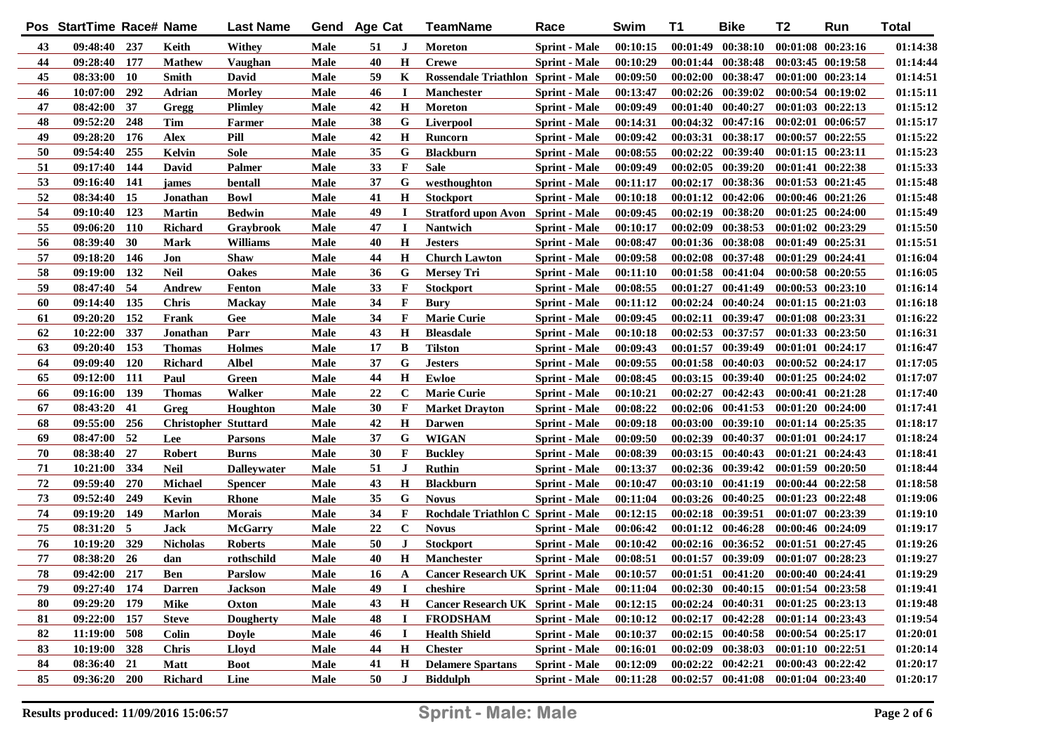| Pos | StartTime | Race# | Name | Last Name | Gend | Age | Cat | TeamName | Race | Swim | T1 | Bike | T2 | Run | Total |
|---|---|---|---|---|---|---|---|---|---|---|---|---|---|---|---|
| 43 | 09:48:40 | 237 | Keith | Withey | Male | 51 | J | Moreton | Sprint - Male | 00:10:15 | 00:01:49 | 00:38:10 | 00:01:08 | 00:23:16 | 01:14:38 |
| 44 | 09:28:40 | 177 | Mathew | Vaughan | Male | 40 | H | Crewe | Sprint - Male | 00:10:29 | 00:01:44 | 00:38:48 | 00:03:45 | 00:19:58 | 01:14:44 |
| 45 | 08:33:00 | 10 | Smith | David | Male | 59 | K | Rossendale Triathlon | Sprint - Male | 00:09:50 | 00:02:00 | 00:38:47 | 00:01:00 | 00:23:14 | 01:14:51 |
| 46 | 10:07:00 | 292 | Adrian | Morley | Male | 46 | I | Manchester | Sprint - Male | 00:13:47 | 00:02:26 | 00:39:02 | 00:00:54 | 00:19:02 | 01:15:11 |
| 47 | 08:42:00 | 37 | Gregg | Plimley | Male | 42 | H | Moreton | Sprint - Male | 00:09:49 | 00:01:40 | 00:40:27 | 00:01:03 | 00:22:13 | 01:15:12 |
| 48 | 09:52:20 | 248 | Tim | Farmer | Male | 38 | G | Liverpool | Sprint - Male | 00:14:31 | 00:04:32 | 00:47:16 | 00:02:01 | 00:06:57 | 01:15:17 |
| 49 | 09:28:20 | 176 | Alex | Pill | Male | 42 | H | Runcorn | Sprint - Male | 00:09:42 | 00:03:31 | 00:38:17 | 00:00:57 | 00:22:55 | 01:15:22 |
| 50 | 09:54:40 | 255 | Kelvin | Sole | Male | 35 | G | Blackburn | Sprint - Male | 00:08:55 | 00:02:22 | 00:39:40 | 00:01:15 | 00:23:11 | 01:15:23 |
| 51 | 09:17:40 | 144 | David | Palmer | Male | 33 | F | Sale | Sprint - Male | 00:09:49 | 00:02:05 | 00:39:20 | 00:01:41 | 00:22:38 | 01:15:33 |
| 53 | 09:16:40 | 141 | james | bentall | Male | 37 | G | westhoughton | Sprint - Male | 00:11:17 | 00:02:17 | 00:38:36 | 00:01:53 | 00:21:45 | 01:15:48 |
| 52 | 08:34:40 | 15 | Jonathan | Bowl | Male | 41 | H | Stockport | Sprint - Male | 00:10:18 | 00:01:12 | 00:42:06 | 00:00:46 | 00:21:26 | 01:15:48 |
| 54 | 09:10:40 | 123 | Martin | Bedwin | Male | 49 | I | Stratford upon Avon | Sprint - Male | 00:09:45 | 00:02:19 | 00:38:20 | 00:01:25 | 00:24:00 | 01:15:49 |
| 55 | 09:06:20 | 110 | Richard | Graybrook | Male | 47 | I | Nantwich | Sprint - Male | 00:10:17 | 00:02:09 | 00:38:53 | 00:01:02 | 00:23:29 | 01:15:50 |
| 56 | 08:39:40 | 30 | Mark | Williams | Male | 40 | H | Jesters | Sprint - Male | 00:08:47 | 00:01:36 | 00:38:08 | 00:01:49 | 00:25:31 | 01:15:51 |
| 57 | 09:18:20 | 146 | Jon | Shaw | Male | 44 | H | Church Lawton | Sprint - Male | 00:09:58 | 00:02:08 | 00:37:48 | 00:01:29 | 00:24:41 | 01:16:04 |
| 58 | 09:19:00 | 132 | Neil | Oakes | Male | 36 | G | Mersey Tri | Sprint - Male | 00:11:10 | 00:01:58 | 00:41:04 | 00:00:58 | 00:20:55 | 01:16:05 |
| 59 | 08:47:40 | 54 | Andrew | Fenton | Male | 33 | F | Stockport | Sprint - Male | 00:08:55 | 00:01:27 | 00:41:49 | 00:00:53 | 00:23:10 | 01:16:14 |
| 60 | 09:14:40 | 135 | Chris | Mackay | Male | 34 | F | Bury | Sprint - Male | 00:11:12 | 00:02:24 | 00:40:24 | 00:01:15 | 00:21:03 | 01:16:18 |
| 61 | 09:20:20 | 152 | Frank | Gee | Male | 34 | F | Marie Curie | Sprint - Male | 00:09:45 | 00:02:11 | 00:39:47 | 00:01:08 | 00:23:31 | 01:16:22 |
| 62 | 10:22:00 | 337 | Jonathan | Parr | Male | 43 | H | Bleasdale | Sprint - Male | 00:10:18 | 00:02:53 | 00:37:57 | 00:01:33 | 00:23:50 | 01:16:31 |
| 63 | 09:20:40 | 153 | Thomas | Holmes | Male | 17 | B | Tilston | Sprint - Male | 00:09:43 | 00:01:57 | 00:39:49 | 00:01:01 | 00:24:17 | 01:16:47 |
| 64 | 09:09:40 | 120 | Richard | Albel | Male | 37 | G | Jesters | Sprint - Male | 00:09:55 | 00:01:58 | 00:40:03 | 00:00:52 | 00:24:17 | 01:17:05 |
| 65 | 09:12:00 | 111 | Paul | Green | Male | 44 | H | Ewloe | Sprint - Male | 00:08:45 | 00:03:15 | 00:39:40 | 00:01:25 | 00:24:02 | 01:17:07 |
| 66 | 09:16:00 | 139 | Thomas | Walker | Male | 22 | C | Marie Curie | Sprint - Male | 00:10:21 | 00:02:27 | 00:42:43 | 00:00:41 | 00:21:28 | 01:17:40 |
| 67 | 08:43:20 | 41 | Greg | Houghton | Male | 30 | F | Market Drayton | Sprint - Male | 00:08:22 | 00:02:06 | 00:41:53 | 00:01:20 | 00:24:00 | 01:17:41 |
| 68 | 09:55:00 | 256 | Christopher | Stuttard | Male | 42 | H | Darwen | Sprint - Male | 00:09:18 | 00:03:00 | 00:39:10 | 00:01:14 | 00:25:35 | 01:18:17 |
| 69 | 08:47:00 | 52 | Lee | Parsons | Male | 37 | G | WIGAN | Sprint - Male | 00:09:50 | 00:02:39 | 00:40:37 | 00:01:01 | 00:24:17 | 01:18:24 |
| 70 | 08:38:40 | 27 | Robert | Burns | Male | 30 | F | Buckley | Sprint - Male | 00:08:39 | 00:03:15 | 00:40:43 | 00:01:21 | 00:24:43 | 01:18:41 |
| 71 | 10:21:00 | 334 | Neil | Dalleywater | Male | 51 | J | Ruthin | Sprint - Male | 00:13:37 | 00:02:36 | 00:39:42 | 00:01:59 | 00:20:50 | 01:18:44 |
| 72 | 09:59:40 | 270 | Michael | Spencer | Male | 43 | H | Blackburn | Sprint - Male | 00:10:47 | 00:03:10 | 00:41:19 | 00:00:44 | 00:22:58 | 01:18:58 |
| 73 | 09:52:40 | 249 | Kevin | Rhone | Male | 35 | G | Novus | Sprint - Male | 00:11:04 | 00:03:26 | 00:40:25 | 00:01:23 | 00:22:48 | 01:19:06 |
| 74 | 09:19:20 | 149 | Marlon | Morais | Male | 34 | F | Rochdale Triathlon C | Sprint - Male | 00:12:15 | 00:02:18 | 00:39:51 | 00:01:07 | 00:23:39 | 01:19:10 |
| 75 | 08:31:20 | 5 | Jack | McGarry | Male | 22 | C | Novus | Sprint - Male | 00:06:42 | 00:01:12 | 00:46:28 | 00:00:46 | 00:24:09 | 01:19:17 |
| 76 | 10:19:20 | 329 | Nicholas | Roberts | Male | 50 | J | Stockport | Sprint - Male | 00:10:42 | 00:02:16 | 00:36:52 | 00:01:51 | 00:27:45 | 01:19:26 |
| 77 | 08:38:20 | 26 | dan | rothschild | Male | 40 | H | Manchester | Sprint - Male | 00:08:51 | 00:01:57 | 00:39:09 | 00:01:07 | 00:28:23 | 01:19:27 |
| 78 | 09:42:00 | 217 | Ben | Parslow | Male | 16 | A | Cancer Research UK | Sprint - Male | 00:10:57 | 00:01:51 | 00:41:20 | 00:00:40 | 00:24:41 | 01:19:29 |
| 79 | 09:27:40 | 174 | Darren | Jackson | Male | 49 | I | cheshire | Sprint - Male | 00:11:04 | 00:02:30 | 00:40:15 | 00:01:54 | 00:23:58 | 01:19:41 |
| 80 | 09:29:20 | 179 | Mike | Oxton | Male | 43 | H | Cancer Research UK | Sprint - Male | 00:12:15 | 00:02:24 | 00:40:31 | 00:01:25 | 00:23:13 | 01:19:48 |
| 81 | 09:22:00 | 157 | Steve | Dougherty | Male | 48 | I | FRODSHAM | Sprint - Male | 00:10:12 | 00:02:17 | 00:42:28 | 00:01:14 | 00:23:43 | 01:19:54 |
| 82 | 11:19:00 | 508 | Colin | Doyle | Male | 46 | I | Health Shield | Sprint - Male | 00:10:37 | 00:02:15 | 00:40:58 | 00:00:54 | 00:25:17 | 01:20:01 |
| 83 | 10:19:00 | 328 | Chris | Lloyd | Male | 44 | H | Chester | Sprint - Male | 00:16:01 | 00:02:09 | 00:38:03 | 00:01:10 | 00:22:51 | 01:20:14 |
| 84 | 08:36:40 | 21 | Matt | Boot | Male | 41 | H | Delamere Spartans | Sprint - Male | 00:12:09 | 00:02:22 | 00:42:21 | 00:00:43 | 00:22:42 | 01:20:17 |
| 85 | 09:36:20 | 200 | Richard | Line | Male | 50 | J | Biddulph | Sprint - Male | 00:11:28 | 00:02:57 | 00:41:08 | 00:01:04 | 00:23:40 | 01:20:17 |

Results produced: 11/09/2016 15:06:57

**Sprint - Male: Male**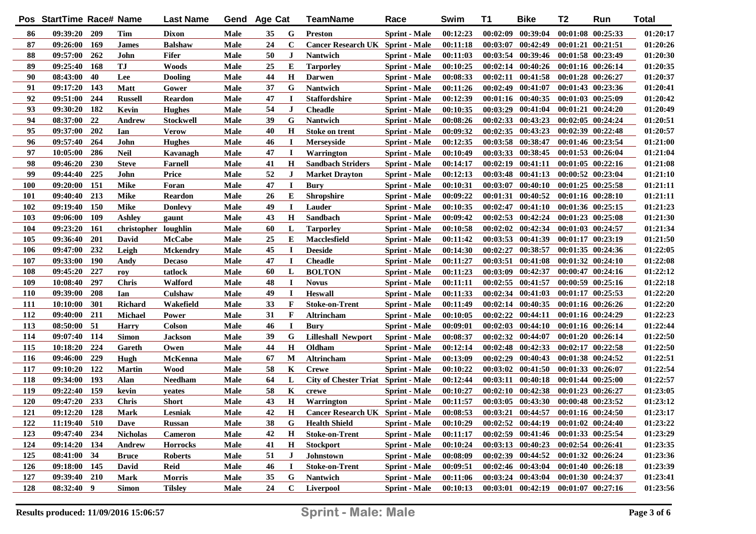| Pos | StartTime | Race# | Name | Last Name | Gend | Age | Cat | TeamName | Race | Swim | T1 | Bike | T2 | Run | Total |
|---|---|---|---|---|---|---|---|---|---|---|---|---|---|---|---|
| 86 | 09:39:20 | 209 | Tim | Dixon | Male | 35 | G | Preston | Sprint - Male | 00:12:23 | 00:02:09 | 00:39:04 | 00:01:08 | 00:25:33 | 01:20:17 |
| 87 | 09:26:00 | 169 | James | Balshaw | Male | 24 | C | Cancer Research UK | Sprint - Male | 00:11:18 | 00:03:07 | 00:42:49 | 00:01:21 | 00:21:51 | 01:20:26 |
| 88 | 09:57:00 | 262 | John | Fifer | Male | 50 | J | Nantwich | Sprint - Male | 00:11:03 | 00:03:54 | 00:39:46 | 00:01:58 | 00:23:49 | 01:20:30 |
| 89 | 09:25:40 | 168 | TJ | Woods | Male | 25 | E | Tarporley | Sprint - Male | 00:10:25 | 00:02:14 | 00:40:26 | 00:01:16 | 00:26:14 | 01:20:35 |
| 90 | 08:43:00 | 40 | Lee | Dooling | Male | 44 | H | Darwen | Sprint - Male | 00:08:33 | 00:02:11 | 00:41:58 | 00:01:28 | 00:26:27 | 01:20:37 |
| 91 | 09:17:20 | 143 | Matt | Gower | Male | 37 | G | Nantwich | Sprint - Male | 00:11:26 | 00:02:49 | 00:41:07 | 00:01:43 | 00:23:36 | 01:20:41 |
| 92 | 09:51:00 | 244 | Russell | Reardon | Male | 47 | I | Staffordshire | Sprint - Male | 00:12:39 | 00:01:16 | 00:40:35 | 00:01:03 | 00:25:09 | 01:20:42 |
| 93 | 09:30:20 | 182 | Kevin | Hughes | Male | 54 | J | Cheadle | Sprint - Male | 00:10:35 | 00:03:29 | 00:41:04 | 00:01:21 | 00:24:20 | 01:20:49 |
| 94 | 08:37:00 | 22 | Andrew | Stockwell | Male | 39 | G | Nantwich | Sprint - Male | 00:08:26 | 00:02:33 | 00:43:23 | 00:02:05 | 00:24:24 | 01:20:51 |
| 95 | 09:37:00 | 202 | Ian | Verow | Male | 40 | H | Stoke on trent | Sprint - Male | 00:09:32 | 00:02:35 | 00:43:23 | 00:02:39 | 00:22:48 | 01:20:57 |
| 96 | 09:57:40 | 264 | John | Hughes | Male | 46 | I | Merseyside | Sprint - Male | 00:12:35 | 00:03:58 | 00:38:47 | 00:01:46 | 00:23:54 | 01:21:00 |
| 97 | 10:05:00 | 286 | Neil | Kavanagh | Male | 47 | I | Warrington | Sprint - Male | 00:10:49 | 00:03:33 | 00:38:45 | 00:01:53 | 00:26:04 | 01:21:04 |
| 98 | 09:46:20 | 230 | Steve | Farnell | Male | 41 | H | Sandbach Striders | Sprint - Male | 00:14:17 | 00:02:19 | 00:41:11 | 00:01:05 | 00:22:16 | 01:21:08 |
| 99 | 09:44:40 | 225 | John | Price | Male | 52 | J | Market Drayton | Sprint - Male | 00:12:13 | 00:03:48 | 00:41:13 | 00:00:52 | 00:23:04 | 01:21:10 |
| 100 | 09:20:00 | 151 | Mike | Foran | Male | 47 | I | Bury | Sprint - Male | 00:10:31 | 00:03:07 | 00:40:10 | 00:01:25 | 00:25:58 | 01:21:11 |
| 101 | 09:40:40 | 213 | Mike | Reardon | Male | 26 | E | Shropshire | Sprint - Male | 00:09:22 | 00:01:31 | 00:40:52 | 00:01:16 | 00:28:10 | 01:21:11 |
| 102 | 09:19:40 | 150 | Mike | Donlevy | Male | 49 | I | Lauder | Sprint - Male | 00:10:35 | 00:02:47 | 00:41:10 | 00:01:36 | 00:25:15 | 01:21:23 |
| 103 | 09:06:00 | 109 | Ashley | gaunt | Male | 43 | H | Sandbach | Sprint - Male | 00:09:42 | 00:02:53 | 00:42:24 | 00:01:23 | 00:25:08 | 01:21:30 |
| 104 | 09:23:20 | 161 | christopher | loughlin | Male | 60 | L | Tarporley | Sprint - Male | 00:10:58 | 00:02:02 | 00:42:34 | 00:01:03 | 00:24:57 | 01:21:34 |
| 105 | 09:36:40 | 201 | David | McCabe | Male | 25 | E | Macclesfield | Sprint - Male | 00:11:42 | 00:03:53 | 00:41:39 | 00:01:17 | 00:23:19 | 01:21:50 |
| 106 | 09:47:00 | 232 | Leigh | Mckendry | Male | 45 | I | Deeside | Sprint - Male | 00:14:30 | 00:02:27 | 00:38:57 | 00:01:35 | 00:24:36 | 01:22:05 |
| 107 | 09:33:00 | 190 | Andy | Decaso | Male | 47 | I | Cheadle | Sprint - Male | 00:11:27 | 00:03:51 | 00:41:08 | 00:01:32 | 00:24:10 | 01:22:08 |
| 108 | 09:45:20 | 227 | roy | tatlock | Male | 60 | L | BOLTON | Sprint - Male | 00:11:23 | 00:03:09 | 00:42:37 | 00:00:47 | 00:24:16 | 01:22:12 |
| 109 | 10:08:40 | 297 | Chris | Walford | Male | 48 | I | Novus | Sprint - Male | 00:11:11 | 00:02:55 | 00:41:57 | 00:00:59 | 00:25:16 | 01:22:18 |
| 110 | 09:39:00 | 208 | Ian | Culshaw | Male | 49 | I | Heswall | Sprint - Male | 00:11:33 | 00:02:34 | 00:41:03 | 00:01:17 | 00:25:53 | 01:22:20 |
| 111 | 10:10:00 | 301 | Richard | Wakefield | Male | 33 | F | Stoke-on-Trent | Sprint - Male | 00:11:49 | 00:02:14 | 00:40:35 | 00:01:16 | 00:26:26 | 01:22:20 |
| 112 | 09:40:00 | 211 | Michael | Power | Male | 31 | F | Altrincham | Sprint - Male | 00:10:05 | 00:02:22 | 00:44:11 | 00:01:16 | 00:24:29 | 01:22:23 |
| 113 | 08:50:00 | 51 | Harry | Colson | Male | 46 | I | Bury | Sprint - Male | 00:09:01 | 00:02:03 | 00:44:10 | 00:01:16 | 00:26:14 | 01:22:44 |
| 114 | 09:07:40 | 114 | Simon | Jackson | Male | 39 | G | Lilleshall Newport | Sprint - Male | 00:08:37 | 00:02:32 | 00:44:07 | 00:01:20 | 00:26:14 | 01:22:50 |
| 115 | 10:18:20 | 224 | Gareth | Owen | Male | 44 | H | Oldham | Sprint - Male | 00:12:14 | 00:02:48 | 00:42:33 | 00:02:17 | 00:22:58 | 01:22:50 |
| 116 | 09:46:00 | 229 | Hugh | McKenna | Male | 67 | M | Altrincham | Sprint - Male | 00:13:09 | 00:02:29 | 00:40:43 | 00:01:38 | 00:24:52 | 01:22:51 |
| 117 | 09:10:20 | 122 | Martin | Wood | Male | 58 | K | Crewe | Sprint - Male | 00:10:22 | 00:03:02 | 00:41:50 | 00:01:33 | 00:26:07 | 01:22:54 |
| 118 | 09:34:00 | 193 | Alan | Needham | Male | 64 | L | City of Chester Triat | Sprint - Male | 00:12:44 | 00:03:11 | 00:40:18 | 00:01:44 | 00:25:00 | 01:22:57 |
| 119 | 09:22:40 | 159 | kevin | yeates | Male | 58 | K | crewe | Sprint - Male | 00:10:27 | 00:02:10 | 00:42:38 | 00:01:23 | 00:26:27 | 01:23:05 |
| 120 | 09:47:20 | 233 | Chris | Short | Male | 43 | H | Warrington | Sprint - Male | 00:11:57 | 00:03:05 | 00:43:30 | 00:00:48 | 00:23:52 | 01:23:12 |
| 121 | 09:12:20 | 128 | Mark | Lesniak | Male | 42 | H | Cancer Research UK | Sprint - Male | 00:08:53 | 00:03:21 | 00:44:57 | 00:01:16 | 00:24:50 | 01:23:17 |
| 122 | 11:19:40 | 510 | Dave | Russan | Male | 38 | G | Health Shield | Sprint - Male | 00:10:29 | 00:02:52 | 00:44:19 | 00:01:02 | 00:24:40 | 01:23:22 |
| 123 | 09:47:40 | 234 | Nicholas | Cameron | Male | 42 | H | Stoke-on-Trent | Sprint - Male | 00:11:17 | 00:02:59 | 00:41:46 | 00:01:33 | 00:25:54 | 01:23:29 |
| 124 | 09:14:20 | 134 | Andrew | Horrocks | Male | 41 | H | Stockport | Sprint - Male | 00:10:24 | 00:03:13 | 00:40:23 | 00:02:54 | 00:26:41 | 01:23:35 |
| 125 | 08:41:00 | 34 | Bruce | Roberts | Male | 51 | J | Johnstown | Sprint - Male | 00:08:09 | 00:02:39 | 00:44:52 | 00:01:32 | 00:26:24 | 01:23:36 |
| 126 | 09:18:00 | 145 | David | Reid | Male | 46 | I | Stoke-on-Trent | Sprint - Male | 00:09:51 | 00:02:46 | 00:43:04 | 00:01:40 | 00:26:18 | 01:23:39 |
| 127 | 09:39:40 | 210 | Mark | Morris | Male | 35 | G | Nantwich | Sprint - Male | 00:11:06 | 00:03:24 | 00:43:04 | 00:01:30 | 00:24:37 | 01:23:41 |
| 128 | 08:32:40 | 9 | Simon | Tilsley | Male | 24 | C | Liverpool | Sprint - Male | 00:10:13 | 00:03:01 | 00:42:19 | 00:01:07 | 00:27:16 | 01:23:56 |

**Results produced: 11/09/2016 15:06:57** **Sprint - Male: Male**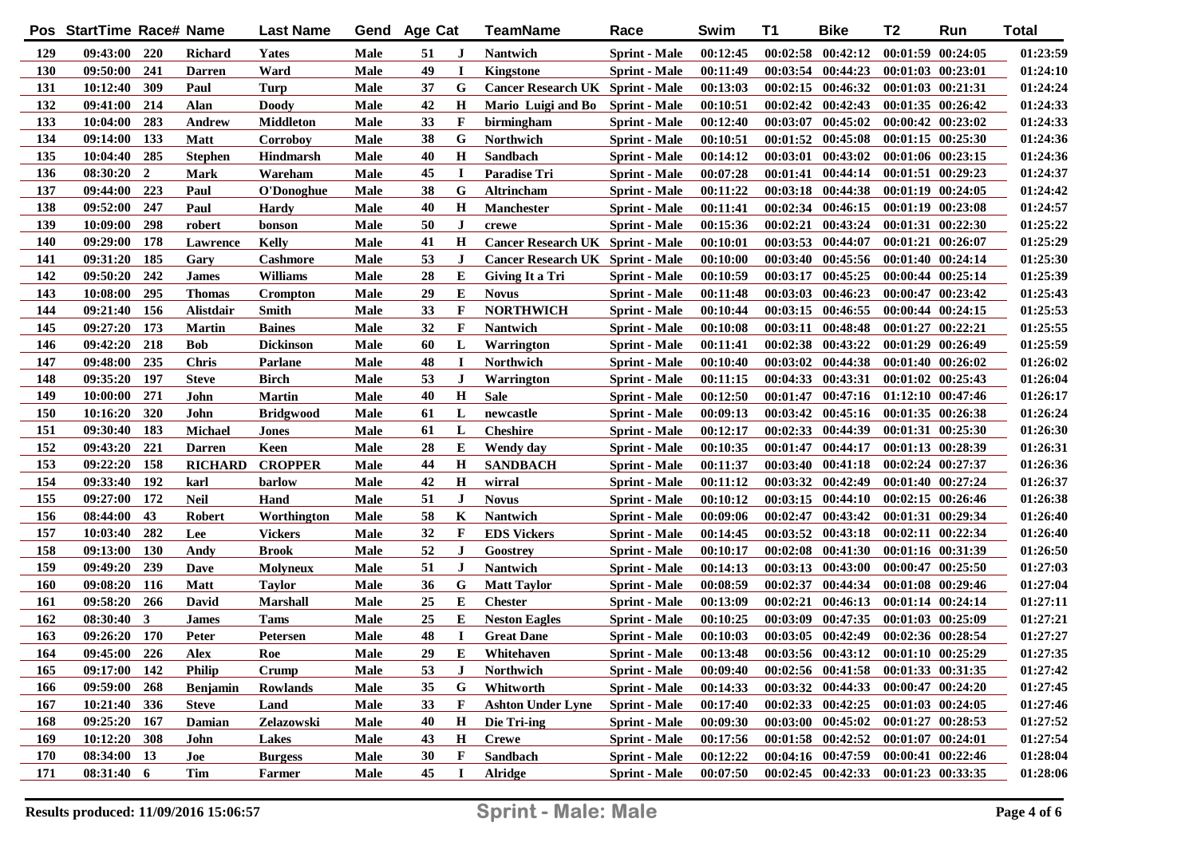| Pos | StartTime | Race# | Name | Last Name | Gend | Age | Cat | TeamName | Race | Swim | T1 | Bike | T2 | Run | Total |
|---|---|---|---|---|---|---|---|---|---|---|---|---|---|---|---|
| 129 | 09:43:00 | 220 | Richard | Yates | Male | 51 | J | Nantwich | Sprint - Male | 00:12:45 | 00:02:58 | 00:42:12 | 00:01:59 | 00:24:05 | 01:23:59 |
| 130 | 09:50:00 | 241 | Darren | Ward | Male | 49 | I | Kingstone | Sprint - Male | 00:11:49 | 00:03:54 | 00:44:23 | 00:01:03 | 00:23:01 | 01:24:10 |
| 131 | 10:12:40 | 309 | Paul | Turp | Male | 37 | G | Cancer Research UK | Sprint - Male | 00:13:03 | 00:02:15 | 00:46:32 | 00:01:03 | 00:21:31 | 01:24:24 |
| 132 | 09:41:00 | 214 | Alan | Doody | Male | 42 | H | Mario Luigi and Bo | Sprint - Male | 00:10:51 | 00:02:42 | 00:42:43 | 00:01:35 | 00:26:42 | 01:24:33 |
| 133 | 10:04:00 | 283 | Andrew | Middleton | Male | 33 | F | birmingham | Sprint - Male | 00:12:40 | 00:03:07 | 00:45:02 | 00:00:42 | 00:23:02 | 01:24:33 |
| 134 | 09:14:00 | 133 | Matt | Corroboy | Male | 38 | G | Northwich | Sprint - Male | 00:10:51 | 00:01:52 | 00:45:08 | 00:01:15 | 00:25:30 | 01:24:36 |
| 135 | 10:04:40 | 285 | Stephen | Hindmarsh | Male | 40 | H | Sandbach | Sprint - Male | 00:14:12 | 00:03:01 | 00:43:02 | 00:01:06 | 00:23:15 | 01:24:36 |
| 136 | 08:30:20 | 2 | Mark | Wareham | Male | 45 | I | Paradise Tri | Sprint - Male | 00:07:28 | 00:01:41 | 00:44:14 | 00:01:51 | 00:29:23 | 01:24:37 |
| 137 | 09:44:00 | 223 | Paul | O'Donoghue | Male | 38 | G | Altrincham | Sprint - Male | 00:11:22 | 00:03:18 | 00:44:38 | 00:01:19 | 00:24:05 | 01:24:42 |
| 138 | 09:52:00 | 247 | Paul | Hardy | Male | 40 | H | Manchester | Sprint - Male | 00:11:41 | 00:02:34 | 00:46:15 | 00:01:19 | 00:23:08 | 01:24:57 |
| 139 | 10:09:00 | 298 | robert | bonson | Male | 50 | J | crewe | Sprint - Male | 00:15:36 | 00:02:21 | 00:43:24 | 00:01:31 | 00:22:30 | 01:25:22 |
| 140 | 09:29:00 | 178 | Lawrence | Kelly | Male | 41 | H | Cancer Research UK | Sprint - Male | 00:10:01 | 00:03:53 | 00:44:07 | 00:01:21 | 00:26:07 | 01:25:29 |
| 141 | 09:31:20 | 185 | Gary | Cashmore | Male | 53 | J | Cancer Research UK | Sprint - Male | 00:10:00 | 00:03:40 | 00:45:56 | 00:01:40 | 00:24:14 | 01:25:30 |
| 142 | 09:50:20 | 242 | James | Williams | Male | 28 | E | Giving It a Tri | Sprint - Male | 00:10:59 | 00:03:17 | 00:45:25 | 00:00:44 | 00:25:14 | 01:25:39 |
| 143 | 10:08:00 | 295 | Thomas | Crompton | Male | 29 | E | Novus | Sprint - Male | 00:11:48 | 00:03:03 | 00:46:23 | 00:00:47 | 00:23:42 | 01:25:43 |
| 144 | 09:21:40 | 156 | Alistdair | Smith | Male | 33 | F | NORTHWICH | Sprint - Male | 00:10:44 | 00:03:15 | 00:46:55 | 00:00:44 | 00:24:15 | 01:25:53 |
| 145 | 09:27:20 | 173 | Martin | Baines | Male | 32 | F | Nantwich | Sprint - Male | 00:10:08 | 00:03:11 | 00:48:48 | 00:01:27 | 00:22:21 | 01:25:55 |
| 146 | 09:42:20 | 218 | Bob | Dickinson | Male | 60 | L | Warrington | Sprint - Male | 00:11:41 | 00:02:38 | 00:43:22 | 00:01:29 | 00:26:49 | 01:25:59 |
| 147 | 09:48:00 | 235 | Chris | Parlane | Male | 48 | I | Northwich | Sprint - Male | 00:10:40 | 00:03:02 | 00:44:38 | 00:01:40 | 00:26:02 | 01:26:02 |
| 148 | 09:35:20 | 197 | Steve | Birch | Male | 53 | J | Warrington | Sprint - Male | 00:11:15 | 00:04:33 | 00:43:31 | 00:01:02 | 00:25:43 | 01:26:04 |
| 149 | 10:00:00 | 271 | John | Martin | Male | 40 | H | Sale | Sprint - Male | 00:12:50 | 00:01:47 | 00:47:16 | 01:12:10 | 00:47:46 | 01:26:17 |
| 150 | 10:16:20 | 320 | John | Bridgwood | Male | 61 | L | newcastle | Sprint - Male | 00:09:13 | 00:03:42 | 00:45:16 | 00:01:35 | 00:26:38 | 01:26:24 |
| 151 | 09:30:40 | 183 | Michael | Jones | Male | 61 | L | Cheshire | Sprint - Male | 00:12:17 | 00:02:33 | 00:44:39 | 00:01:31 | 00:25:30 | 01:26:30 |
| 152 | 09:43:20 | 221 | Darren | Keen | Male | 28 | E | Wendy day | Sprint - Male | 00:10:35 | 00:01:47 | 00:44:17 | 00:01:13 | 00:28:39 | 01:26:31 |
| 153 | 09:22:20 | 158 | RICHARD | CROPPER | Male | 44 | H | SANDBACH | Sprint - Male | 00:11:37 | 00:03:40 | 00:41:18 | 00:02:24 | 00:27:37 | 01:26:36 |
| 154 | 09:33:40 | 192 | karl | barlow | Male | 42 | H | wirral | Sprint - Male | 00:11:12 | 00:03:32 | 00:42:49 | 00:01:40 | 00:27:24 | 01:26:37 |
| 155 | 09:27:00 | 172 | Neil | Hand | Male | 51 | J | Novus | Sprint - Male | 00:10:12 | 00:03:15 | 00:44:10 | 00:02:15 | 00:26:46 | 01:26:38 |
| 156 | 08:44:00 | 43 | Robert | Worthington | Male | 58 | K | Nantwich | Sprint - Male | 00:09:06 | 00:02:47 | 00:43:42 | 00:01:31 | 00:29:34 | 01:26:40 |
| 157 | 10:03:40 | 282 | Lee | Vickers | Male | 32 | F | EDS Vickers | Sprint - Male | 00:14:45 | 00:03:52 | 00:43:18 | 00:02:11 | 00:22:34 | 01:26:40 |
| 158 | 09:13:00 | 130 | Andy | Brook | Male | 52 | J | Goostrey | Sprint - Male | 00:10:17 | 00:02:08 | 00:41:30 | 00:01:16 | 00:31:39 | 01:26:50 |
| 159 | 09:49:20 | 239 | Dave | Molyneux | Male | 51 | J | Nantwich | Sprint - Male | 00:14:13 | 00:03:13 | 00:43:00 | 00:00:47 | 00:25:50 | 01:27:03 |
| 160 | 09:08:20 | 116 | Matt | Taylor | Male | 36 | G | Matt Taylor | Sprint - Male | 00:08:59 | 00:02:37 | 00:44:34 | 00:01:08 | 00:29:46 | 01:27:04 |
| 161 | 09:58:20 | 266 | David | Marshall | Male | 25 | E | Chester | Sprint - Male | 00:13:09 | 00:02:21 | 00:46:13 | 00:01:14 | 00:24:14 | 01:27:11 |
| 162 | 08:30:40 | 3 | James | Tams | Male | 25 | E | Neston Eagles | Sprint - Male | 00:10:25 | 00:03:09 | 00:47:35 | 00:01:03 | 00:25:09 | 01:27:21 |
| 163 | 09:26:20 | 170 | Peter | Petersen | Male | 48 | I | Great Dane | Sprint - Male | 00:10:03 | 00:03:05 | 00:42:49 | 00:02:36 | 00:28:54 | 01:27:27 |
| 164 | 09:45:00 | 226 | Alex | Roe | Male | 29 | E | Whitehaven | Sprint - Male | 00:13:48 | 00:03:56 | 00:43:12 | 00:01:10 | 00:25:29 | 01:27:35 |
| 165 | 09:17:00 | 142 | Philip | Crump | Male | 53 | J | Northwich | Sprint - Male | 00:09:40 | 00:02:56 | 00:41:58 | 00:01:33 | 00:31:35 | 01:27:42 |
| 166 | 09:59:00 | 268 | Benjamin | Rowlands | Male | 35 | G | Whitworth | Sprint - Male | 00:14:33 | 00:03:32 | 00:44:33 | 00:00:47 | 00:24:20 | 01:27:45 |
| 167 | 10:21:40 | 336 | Steve | Land | Male | 33 | F | Ashton Under Lyne | Sprint - Male | 00:17:40 | 00:02:33 | 00:42:25 | 00:01:03 | 00:24:05 | 01:27:46 |
| 168 | 09:25:20 | 167 | Damian | Zelazowski | Male | 40 | H | Die Tri-ing | Sprint - Male | 00:09:30 | 00:03:00 | 00:45:02 | 00:01:27 | 00:28:53 | 01:27:52 |
| 169 | 10:12:20 | 308 | John | Lakes | Male | 43 | H | Crewe | Sprint - Male | 00:17:56 | 00:01:58 | 00:42:52 | 00:01:07 | 00:24:01 | 01:27:54 |
| 170 | 08:34:00 | 13 | Joe | Burgess | Male | 30 | F | Sandbach | Sprint - Male | 00:12:22 | 00:04:16 | 00:47:59 | 00:00:41 | 00:22:46 | 01:28:04 |
| 171 | 08:31:40 | 6 | Tim | Farmer | Male | 45 | I | Alridge | Sprint - Male | 00:07:50 | 00:02:45 | 00:42:33 | 00:01:23 | 00:33:35 | 01:28:06 |

Results produced: 11/09/2016 15:06:57 **Sprint - Male: Male**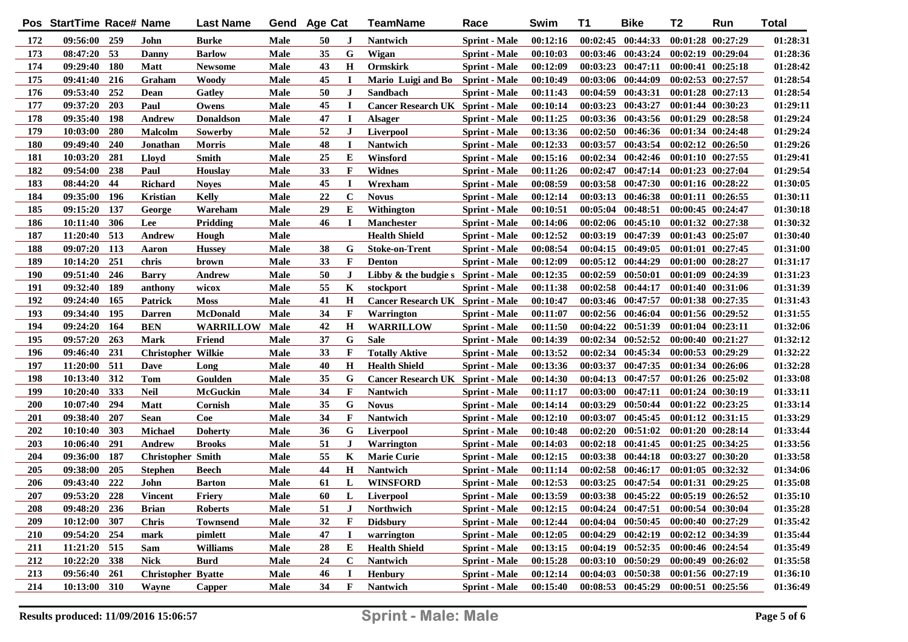| Pos | StartTime | Race# | Name | Last Name | Gend | Age | Cat | TeamName | Race | Swim | T1 | Bike | T2 | Run | Total |
|---|---|---|---|---|---|---|---|---|---|---|---|---|---|---|---|
| 172 | 09:56:00 | 259 | John | Burke | Male | 50 | J | Nantwich | Sprint - Male | 00:12:16 | 00:02:45 | 00:44:33 | 00:01:28 | 00:27:29 | 01:28:31 |
| 173 | 08:47:20 | 53 | Danny | Barlow | Male | 35 | G | Wigan | Sprint - Male | 00:10:03 | 00:03:46 | 00:43:24 | 00:02:19 | 00:29:04 | 01:28:36 |
| 174 | 09:29:40 | 180 | Matt | Newsome | Male | 43 | H | Ormskirk | Sprint - Male | 00:12:09 | 00:03:23 | 00:47:11 | 00:00:41 | 00:25:18 | 01:28:42 |
| 175 | 09:41:40 | 216 | Graham | Woody | Male | 45 | I | Mario Luigi and Bo | Sprint - Male | 00:10:49 | 00:03:06 | 00:44:09 | 00:02:53 | 00:27:57 | 01:28:54 |
| 176 | 09:53:40 | 252 | Dean | Gatley | Male | 50 | J | Sandbach | Sprint - Male | 00:11:43 | 00:04:59 | 00:43:31 | 00:01:28 | 00:27:13 | 01:28:54 |
| 177 | 09:37:20 | 203 | Paul | Owens | Male | 45 | I | Cancer Research UK | Sprint - Male | 00:10:14 | 00:03:23 | 00:43:27 | 00:01:44 | 00:30:23 | 01:29:11 |
| 178 | 09:35:40 | 198 | Andrew | Donaldson | Male | 47 | I | Alsager | Sprint - Male | 00:11:25 | 00:03:36 | 00:43:56 | 00:01:29 | 00:28:58 | 01:29:24 |
| 179 | 10:03:00 | 280 | Malcolm | Sowerby | Male | 52 | J | Liverpool | Sprint - Male | 00:13:36 | 00:02:50 | 00:46:36 | 00:01:34 | 00:24:48 | 01:29:24 |
| 180 | 09:49:40 | 240 | Jonathan | Morris | Male | 48 | I | Nantwich | Sprint - Male | 00:12:33 | 00:03:57 | 00:43:54 | 00:02:12 | 00:26:50 | 01:29:26 |
| 181 | 10:03:20 | 281 | Lloyd | Smith | Male | 25 | E | Winsford | Sprint - Male | 00:15:16 | 00:02:34 | 00:42:46 | 00:01:10 | 00:27:55 | 01:29:41 |
| 182 | 09:54:00 | 238 | Paul | Houslay | Male | 33 | F | Widnes | Sprint - Male | 00:11:26 | 00:02:47 | 00:47:14 | 00:01:23 | 00:27:04 | 01:29:54 |
| 183 | 08:44:20 | 44 | Richard | Noyes | Male | 45 | I | Wrexham | Sprint - Male | 00:08:59 | 00:03:58 | 00:47:30 | 00:01:16 | 00:28:22 | 01:30:05 |
| 184 | 09:35:00 | 196 | Kristian | Kelly | Male | 22 | C | Novus | Sprint - Male | 00:12:14 | 00:03:13 | 00:46:38 | 00:01:11 | 00:26:55 | 01:30:11 |
| 185 | 09:15:20 | 137 | George | Wareham | Male | 29 | E | Withington | Sprint - Male | 00:10:51 | 00:05:04 | 00:48:51 | 00:00:45 | 00:24:47 | 01:30:18 |
| 186 | 10:11:40 | 306 | Lee | Pridding | Male | 46 | I | Manchester | Sprint - Male | 00:14:06 | 00:02:06 | 00:45:10 | 00:01:32 | 00:27:38 | 01:30:32 |
| 187 | 11:20:40 | 513 | Andrew | Hough | Male | | | Health Shield | Sprint - Male | 00:12:52 | 00:03:19 | 00:47:39 | 00:01:43 | 00:25:07 | 01:30:40 |
| 188 | 09:07:20 | 113 | Aaron | Hussey | Male | 38 | G | Stoke-on-Trent | Sprint - Male | 00:08:54 | 00:04:15 | 00:49:05 | 00:01:01 | 00:27:45 | 01:31:00 |
| 189 | 10:14:20 | 251 | chris | brown | Male | 33 | F | Denton | Sprint - Male | 00:12:09 | 00:05:12 | 00:44:29 | 00:01:00 | 00:28:27 | 01:31:17 |
| 190 | 09:51:40 | 246 | Barry | Andrew | Male | 50 | J | Libby & the budgie s | Sprint - Male | 00:12:35 | 00:02:59 | 00:50:01 | 00:01:09 | 00:24:39 | 01:31:23 |
| 191 | 09:32:40 | 189 | anthony | wicox | Male | 55 | K | stockport | Sprint - Male | 00:11:38 | 00:02:58 | 00:44:17 | 00:01:40 | 00:31:06 | 01:31:39 |
| 192 | 09:24:40 | 165 | Patrick | Moss | Male | 41 | H | Cancer Research UK | Sprint - Male | 00:10:47 | 00:03:46 | 00:47:57 | 00:01:38 | 00:27:35 | 01:31:43 |
| 193 | 09:34:40 | 195 | Darren | McDonald | Male | 34 | F | Warrington | Sprint - Male | 00:11:07 | 00:02:56 | 00:46:04 | 00:01:56 | 00:29:52 | 01:31:55 |
| 194 | 09:24:20 | 164 | BEN | WARRILLOW | Male | 42 | H | WARRILLOW | Sprint - Male | 00:11:50 | 00:04:22 | 00:51:39 | 00:01:04 | 00:23:11 | 01:32:06 |
| 195 | 09:57:20 | 263 | Mark | Friend | Male | 37 | G | Sale | Sprint - Male | 00:14:39 | 00:02:34 | 00:52:52 | 00:00:40 | 00:21:27 | 01:32:12 |
| 196 | 09:46:40 | 231 | Christopher | Wilkie | Male | 33 | F | Totally Aktive | Sprint - Male | 00:13:52 | 00:02:34 | 00:45:34 | 00:00:53 | 00:29:29 | 01:32:22 |
| 197 | 11:20:00 | 511 | Dave | Long | Male | 40 | H | Health Shield | Sprint - Male | 00:13:36 | 00:03:37 | 00:47:35 | 00:01:34 | 00:26:06 | 01:32:28 |
| 198 | 10:13:40 | 312 | Tom | Goulden | Male | 35 | G | Cancer Research UK | Sprint - Male | 00:14:30 | 00:04:13 | 00:47:57 | 00:01:26 | 00:25:02 | 01:33:08 |
| 199 | 10:20:40 | 333 | Neil | McGuckin | Male | 34 | F | Nantwich | Sprint - Male | 00:11:17 | 00:03:00 | 00:47:11 | 00:01:24 | 00:30:19 | 01:33:11 |
| 200 | 10:07:40 | 294 | Matt | Cornish | Male | 35 | G | Novus | Sprint - Male | 00:14:14 | 00:03:29 | 00:50:44 | 00:01:22 | 00:23:25 | 01:33:14 |
| 201 | 09:38:40 | 207 | Sean | Coe | Male | 34 | F | Nantwich | Sprint - Male | 00:12:10 | 00:03:07 | 00:45:45 | 00:01:12 | 00:31:15 | 01:33:29 |
| 202 | 10:10:40 | 303 | Michael | Doherty | Male | 36 | G | Liverpool | Sprint - Male | 00:10:48 | 00:02:20 | 00:51:02 | 00:01:20 | 00:28:14 | 01:33:44 |
| 203 | 10:06:40 | 291 | Andrew | Brooks | Male | 51 | J | Warrington | Sprint - Male | 00:14:03 | 00:02:18 | 00:41:45 | 00:01:25 | 00:34:25 | 01:33:56 |
| 204 | 09:36:00 | 187 | Christopher | Smith | Male | 55 | K | Marie Curie | Sprint - Male | 00:12:15 | 00:03:38 | 00:44:18 | 00:03:27 | 00:30:20 | 01:33:58 |
| 205 | 09:38:00 | 205 | Stephen | Beech | Male | 44 | H | Nantwich | Sprint - Male | 00:11:14 | 00:02:58 | 00:46:17 | 00:01:05 | 00:32:32 | 01:34:06 |
| 206 | 09:43:40 | 222 | John | Barton | Male | 61 | L | WINSFORD | Sprint - Male | 00:12:53 | 00:03:25 | 00:47:54 | 00:01:31 | 00:29:25 | 01:35:08 |
| 207 | 09:53:20 | 228 | Vincent | Friery | Male | 60 | L | Liverpool | Sprint - Male | 00:13:59 | 00:03:38 | 00:45:22 | 00:05:19 | 00:26:52 | 01:35:10 |
| 208 | 09:48:20 | 236 | Brian | Roberts | Male | 51 | J | Northwich | Sprint - Male | 00:12:15 | 00:04:24 | 00:47:51 | 00:00:54 | 00:30:04 | 01:35:28 |
| 209 | 10:12:00 | 307 | Chris | Townsend | Male | 32 | F | Didsbury | Sprint - Male | 00:12:44 | 00:04:04 | 00:50:45 | 00:00:40 | 00:27:29 | 01:35:42 |
| 210 | 09:54:20 | 254 | mark | pimlett | Male | 47 | I | warrington | Sprint - Male | 00:12:05 | 00:04:29 | 00:42:19 | 00:02:12 | 00:34:39 | 01:35:44 |
| 211 | 11:21:20 | 515 | Sam | Williams | Male | 28 | E | Health Shield | Sprint - Male | 00:13:15 | 00:04:19 | 00:52:35 | 00:00:46 | 00:24:54 | 01:35:49 |
| 212 | 10:22:20 | 338 | Nick | Burd | Male | 24 | C | Nantwich | Sprint - Male | 00:15:28 | 00:03:10 | 00:50:29 | 00:00:49 | 00:26:02 | 01:35:58 |
| 213 | 09:56:40 | 261 | Christopher | Byatte | Male | 46 | I | Henbury | Sprint - Male | 00:12:14 | 00:04:03 | 00:50:38 | 00:01:56 | 00:27:19 | 01:36:10 |
| 214 | 10:13:00 | 310 | Wayne | Capper | Male | 34 | F | Nantwich | Sprint - Male | 00:15:40 | 00:08:53 | 00:45:29 | 00:00:51 | 00:25:56 | 01:36:49 |

Results produced: 11/09/2016 15:06:57

**Sprint - Male: Male**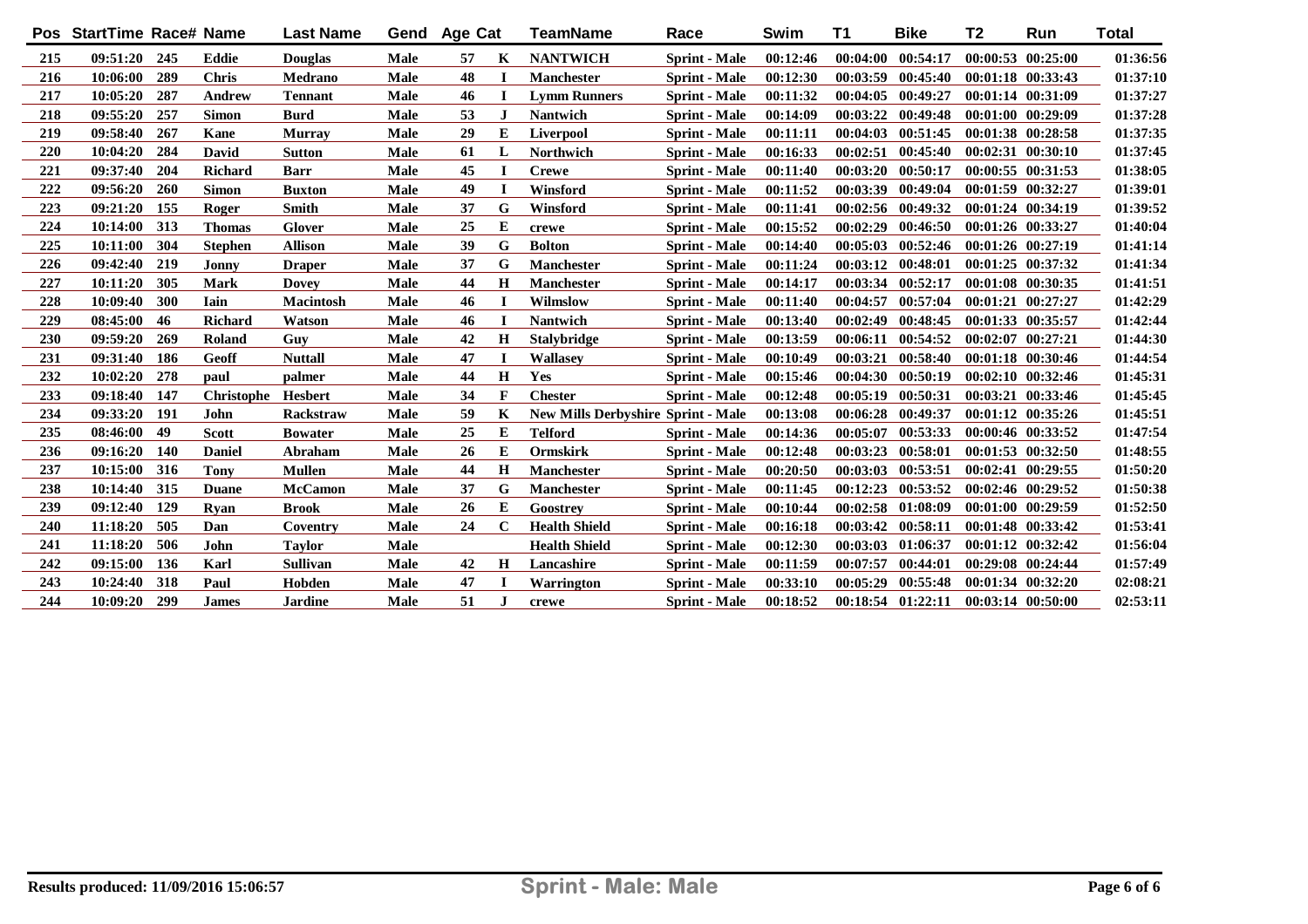| Pos | StartTime | Race# | Name | Last Name | Gend | Age | Cat | TeamName | Race | Swim | T1 | Bike | T2 | Run | Total |
|---|---|---|---|---|---|---|---|---|---|---|---|---|---|---|---|
| 215 | 09:51:20 | 245 | Eddie | Douglas | Male | 57 | K | NANTWICH | Sprint - Male | 00:12:46 | 00:04:00 | 00:54:17 | 00:00:53 | 00:25:00 | 01:36:56 |
| 216 | 10:06:00 | 289 | Chris | Medrano | Male | 48 | I | Manchester | Sprint - Male | 00:12:30 | 00:03:59 | 00:45:40 | 00:01:18 | 00:33:43 | 01:37:10 |
| 217 | 10:05:20 | 287 | Andrew | Tennant | Male | 46 | I | Lymm Runners | Sprint - Male | 00:11:32 | 00:04:05 | 00:49:27 | 00:01:14 | 00:31:09 | 01:37:27 |
| 218 | 09:55:20 | 257 | Simon | Burd | Male | 53 | J | Nantwich | Sprint - Male | 00:14:09 | 00:03:22 | 00:49:48 | 00:01:00 | 00:29:09 | 01:37:28 |
| 219 | 09:58:40 | 267 | Kane | Murray | Male | 29 | E | Liverpool | Sprint - Male | 00:11:11 | 00:04:03 | 00:51:45 | 00:01:38 | 00:28:58 | 01:37:35 |
| 220 | 10:04:20 | 284 | David | Sutton | Male | 61 | L | Northwich | Sprint - Male | 00:16:33 | 00:02:51 | 00:45:40 | 00:02:31 | 00:30:10 | 01:37:45 |
| 221 | 09:37:40 | 204 | Richard | Barr | Male | 45 | I | Crewe | Sprint - Male | 00:11:40 | 00:03:20 | 00:50:17 | 00:00:55 | 00:31:53 | 01:38:05 |
| 222 | 09:56:20 | 260 | Simon | Buxton | Male | 49 | I | Winsford | Sprint - Male | 00:11:52 | 00:03:39 | 00:49:04 | 00:01:59 | 00:32:27 | 01:39:01 |
| 223 | 09:21:20 | 155 | Roger | Smith | Male | 37 | G | Winsford | Sprint - Male | 00:11:41 | 00:02:56 | 00:49:32 | 00:01:24 | 00:34:19 | 01:39:52 |
| 224 | 10:14:00 | 313 | Thomas | Glover | Male | 25 | E | crewe | Sprint - Male | 00:15:52 | 00:02:29 | 00:46:50 | 00:01:26 | 00:33:27 | 01:40:04 |
| 225 | 10:11:00 | 304 | Stephen | Allison | Male | 39 | G | Bolton | Sprint - Male | 00:14:40 | 00:05:03 | 00:52:46 | 00:01:26 | 00:27:19 | 01:41:14 |
| 226 | 09:42:40 | 219 | Jonny | Draper | Male | 37 | G | Manchester | Sprint - Male | 00:11:24 | 00:03:12 | 00:48:01 | 00:01:25 | 00:37:32 | 01:41:34 |
| 227 | 10:11:20 | 305 | Mark | Dovey | Male | 44 | H | Manchester | Sprint - Male | 00:14:17 | 00:03:34 | 00:52:17 | 00:01:08 | 00:30:35 | 01:41:51 |
| 228 | 10:09:40 | 300 | Iain | Macintosh | Male | 46 | I | Wilmslow | Sprint - Male | 00:11:40 | 00:04:57 | 00:57:04 | 00:01:21 | 00:27:27 | 01:42:29 |
| 229 | 08:45:00 | 46 | Richard | Watson | Male | 46 | I | Nantwich | Sprint - Male | 00:13:40 | 00:02:49 | 00:48:45 | 00:01:33 | 00:35:57 | 01:42:44 |
| 230 | 09:59:20 | 269 | Roland | Guy | Male | 42 | H | Stalybridge | Sprint - Male | 00:13:59 | 00:06:11 | 00:54:52 | 00:02:07 | 00:27:21 | 01:44:30 |
| 231 | 09:31:40 | 186 | Geoff | Nuttall | Male | 47 | I | Wallasey | Sprint - Male | 00:10:49 | 00:03:21 | 00:58:40 | 00:01:18 | 00:30:46 | 01:44:54 |
| 232 | 10:02:20 | 278 | paul | palmer | Male | 44 | H | Yes | Sprint - Male | 00:15:46 | 00:04:30 | 00:50:19 | 00:02:10 | 00:32:46 | 01:45:31 |
| 233 | 09:18:40 | 147 | Christophe | Hesbert | Male | 34 | F | Chester | Sprint - Male | 00:12:48 | 00:05:19 | 00:50:31 | 00:03:21 | 00:33:46 | 01:45:45 |
| 234 | 09:33:20 | 191 | John | Rackstraw | Male | 59 | K | New Mills Derbyshire | Sprint - Male | 00:13:08 | 00:06:28 | 00:49:37 | 00:01:12 | 00:35:26 | 01:45:51 |
| 235 | 08:46:00 | 49 | Scott | Bowater | Male | 25 | E | Telford | Sprint - Male | 00:14:36 | 00:05:07 | 00:53:33 | 00:00:46 | 00:33:52 | 01:47:54 |
| 236 | 09:16:20 | 140 | Daniel | Abraham | Male | 26 | E | Ormskirk | Sprint - Male | 00:12:48 | 00:03:23 | 00:58:01 | 00:01:53 | 00:32:50 | 01:48:55 |
| 237 | 10:15:00 | 316 | Tony | Mullen | Male | 44 | H | Manchester | Sprint - Male | 00:20:50 | 00:03:03 | 00:53:51 | 00:02:41 | 00:29:55 | 01:50:20 |
| 238 | 10:14:40 | 315 | Duane | McCamon | Male | 37 | G | Manchester | Sprint - Male | 00:11:45 | 00:12:23 | 00:53:52 | 00:02:46 | 00:29:52 | 01:50:38 |
| 239 | 09:12:40 | 129 | Ryan | Brook | Male | 26 | E | Goostrey | Sprint - Male | 00:10:44 | 00:02:58 | 01:08:09 | 00:01:00 | 00:29:59 | 01:52:50 |
| 240 | 11:18:20 | 505 | Dan | Coventry | Male | 24 | C | Health Shield | Sprint - Male | 00:16:18 | 00:03:42 | 00:58:11 | 00:01:48 | 00:33:42 | 01:53:41 |
| 241 | 11:18:20 | 506 | John | Taylor | Male | | | Health Shield | Sprint - Male | 00:12:30 | 00:03:03 | 01:06:37 | 00:01:12 | 00:32:42 | 01:56:04 |
| 242 | 09:15:00 | 136 | Karl | Sullivan | Male | 42 | H | Lancashire | Sprint - Male | 00:11:59 | 00:07:57 | 00:44:01 | 00:29:08 | 00:24:44 | 01:57:49 |
| 243 | 10:24:40 | 318 | Paul | Hobden | Male | 47 | I | Warrington | Sprint - Male | 00:33:10 | 00:05:29 | 00:55:48 | 00:01:34 | 00:32:20 | 02:08:21 |
| 244 | 10:09:20 | 299 | James | Jardine | Male | 51 | J | crewe | Sprint - Male | 00:18:52 | 00:18:54 | 01:22:11 | 00:03:14 | 00:50:00 | 02:53:11 |

Results produced: 11/09/2016 15:06:57

**Sprint - Male: Male**